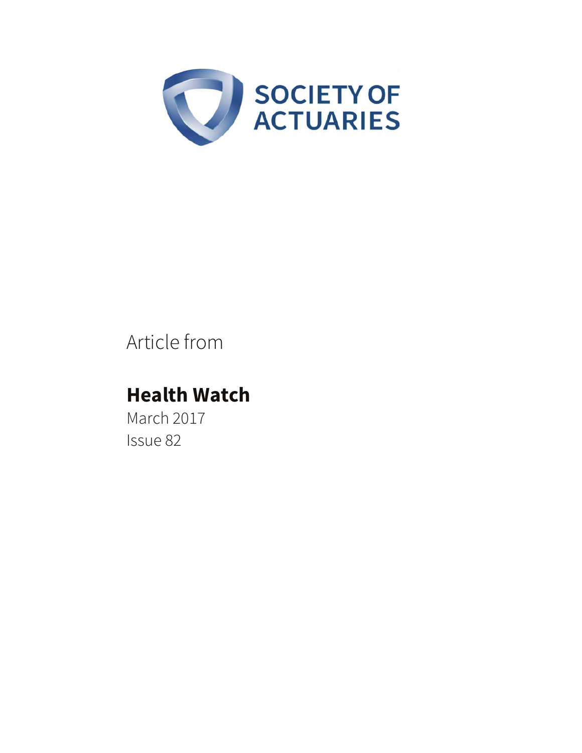SOCIETY OF ACTUARIES

Article from

**Health Watch**

March 2017

Issue 82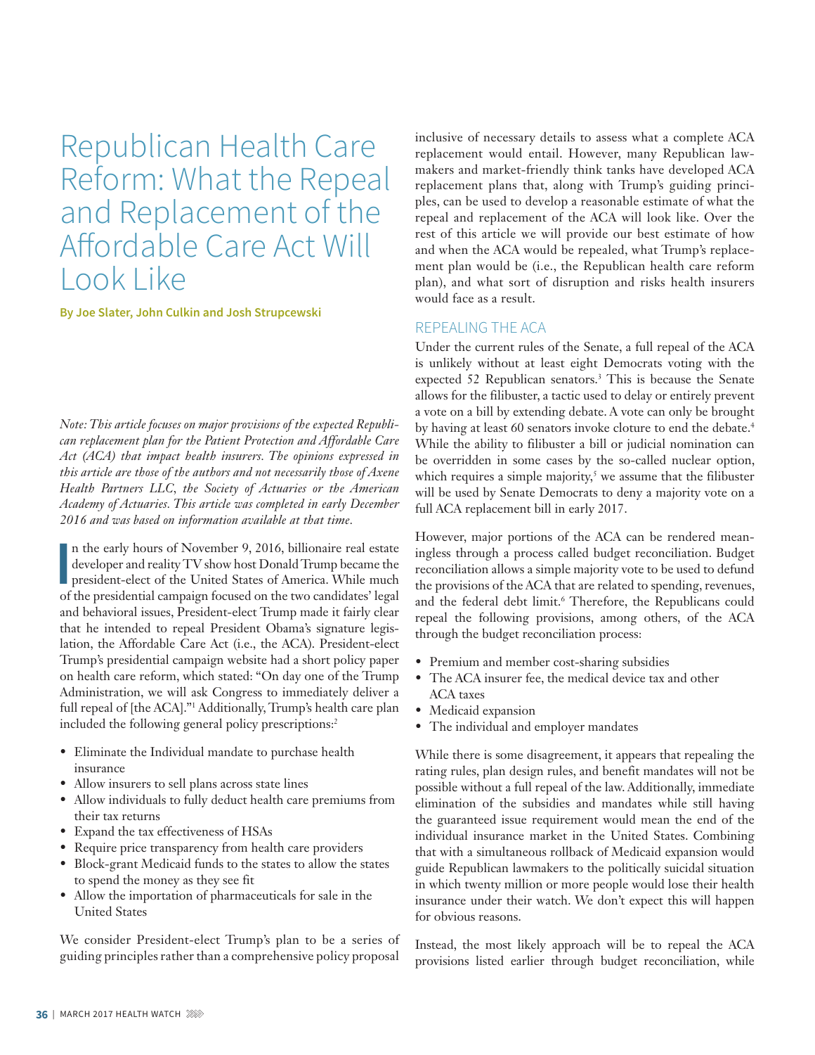# Republican Health Care Reform: What the Repeal and Replacement of the Affordable Care Act Will Look Like

**By Joe Slater, John Culkin and Josh Strupcewski**

*Note: This article focuses on major provisions of the expected Republican replacement plan for the Patient Protection and Affordable Care Act (ACA) that impact health insurers. The opinions expressed in this article are those of the authors and not necessarily those of Axene Health Partners LLC, the Society of Actuaries or the American Academy of Actuaries. This article was completed in early December 2016 and was based on information available at that time.*

In the early hours of November 9, 2016, billionaire real estate developer and reality TV show host Donald Trump became the president-elect of the United States of America. While much of the presidential campaign focused on the two candidates' legal and behavioral issues, President-elect Trump made it fairly clear that he intended to repeal President Obama's signature legislation, the Affordable Care Act (i.e., the ACA). President-elect Trump's presidential campaign website had a short policy paper on health care reform, which stated: "On day one of the Trump Administration, we will ask Congress to immediately deliver a full repeal of [the ACA]."[1] Additionally, Trump's health care plan included the following general policy prescriptions:[2]

- Eliminate the Individual mandate to purchase health insurance
- Allow insurers to sell plans across state lines
- Allow individuals to fully deduct health care premiums from their tax returns
- Expand the tax effectiveness of HSAs
- Require price transparency from health care providers
- Block-grant Medicaid funds to the states to allow the states to spend the money as they see fit
- Allow the importation of pharmaceuticals for sale in the United States

We consider President-elect Trump's plan to be a series of guiding principles rather than a comprehensive policy proposal inclusive of necessary details to assess what a complete ACA replacement would entail. However, many Republican lawmakers and market-friendly think tanks have developed ACA replacement plans that, along with Trump's guiding principles, can be used to develop a reasonable estimate of what the repeal and replacement of the ACA will look like. Over the rest of this article we will provide our best estimate of how and when the ACA would be repealed, what Trump's replacement plan would be (i.e., the Republican health care reform plan), and what sort of disruption and risks health insurers would face as a result.

## REPEALING THE ACA

Under the current rules of the Senate, a full repeal of the ACA is unlikely without at least eight Democrats voting with the expected 52 Republican senators.[3] This is because the Senate allows for the filibuster, a tactic used to delay or entirely prevent a vote on a bill by extending debate. A vote can only be brought by having at least 60 senators invoke cloture to end the debate.[4] While the ability to filibuster a bill or judicial nomination can be overridden in some cases by the so-called nuclear option, which requires a simple majority,[5] we assume that the filibuster will be used by Senate Democrats to deny a majority vote on a full ACA replacement bill in early 2017.

However, major portions of the ACA can be rendered meaningless through a process called budget reconciliation. Budget reconciliation allows a simple majority vote to be used to defund the provisions of the ACA that are related to spending, revenues, and the federal debt limit.[6] Therefore, the Republicans could repeal the following provisions, among others, of the ACA through the budget reconciliation process:

- Premium and member cost-sharing subsidies
- The ACA insurer fee, the medical device tax and other ACA taxes
- Medicaid expansion
- The individual and employer mandates

While there is some disagreement, it appears that repealing the rating rules, plan design rules, and benefit mandates will not be possible without a full repeal of the law. Additionally, immediate elimination of the subsidies and mandates while still having the guaranteed issue requirement would mean the end of the individual insurance market in the United States. Combining that with a simultaneous rollback of Medicaid expansion would guide Republican lawmakers to the politically suicidal situation in which twenty million or more people would lose their health insurance under their watch. We don't expect this will happen for obvious reasons.

Instead, the most likely approach will be to repeal the ACA provisions listed earlier through budget reconciliation, while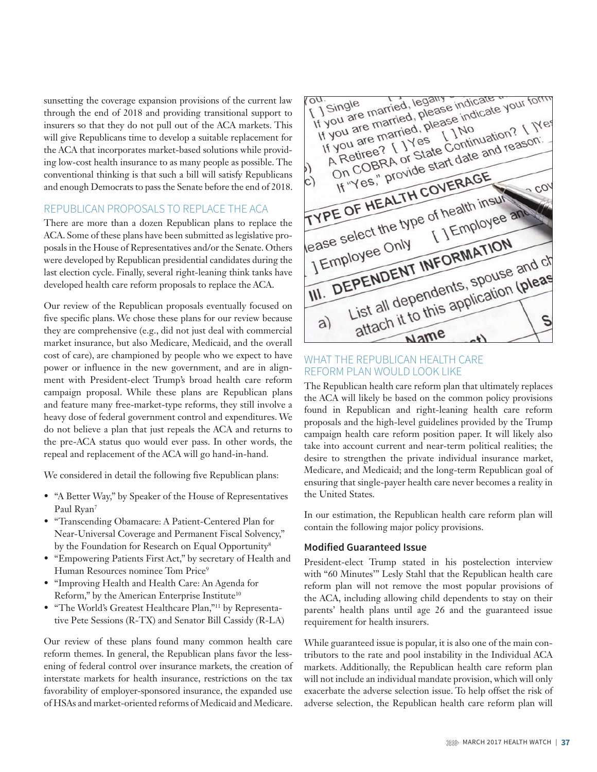sunsetting the coverage expansion provisions of the current law through the end of 2018 and providing transitional support to insurers so that they do not pull out of the ACA markets. This will give Republicans time to develop a suitable replacement for the ACA that incorporates market-based solutions while providing low-cost health insurance to as many people as possible. The conventional thinking is that such a bill will satisfy Republicans and enough Democrats to pass the Senate before the end of 2018.

## REPUBLICAN PROPOSALS TO REPLACE THE ACA

There are more than a dozen Republican plans to replace the ACA. Some of these plans have been submitted as legislative proposals in the House of Representatives and/or the Senate. Others were developed by Republican presidential candidates during the last election cycle. Finally, several right-leaning think tanks have developed health care reform proposals to replace the ACA.

Our review of the Republican proposals eventually focused on five specific plans. We chose these plans for our review because they are comprehensive (e.g., did not just deal with commercial market insurance, but also Medicare, Medicaid, and the overall cost of care), are championed by people who we expect to have power or influence in the new government, and are in alignment with President-elect Trump's broad health care reform campaign proposal. While these plans are Republican plans and feature many free-market-type reforms, they still involve a heavy dose of federal government control and expenditures. We do not believe a plan that just repeals the ACA and returns to the pre-ACA status quo would ever pass. In other words, the repeal and replacement of the ACA will go hand-in-hand.

We considered in detail the following five Republican plans:

- "A Better Way," by Speaker of the House of Representatives Paul Ryan[7]
- "Transcending Obamacare: A Patient-Centered Plan for Near-Universal Coverage and Permanent Fiscal Solvency," by the Foundation for Research on Equal Opportunity[8]
- "Empowering Patients First Act," by secretary of Health and Human Resources nominee Tom Price[9]
- "Improving Health and Health Care: An Agenda for Reform," by the American Enterprise Institute[10]
- "The World's Greatest Healthcare Plan,"[11] by Representative Pete Sessions (R-TX) and Senator Bill Cassidy (R-LA)

Our review of these plans found many common health care reform themes. In general, the Republican plans favor the lessening of federal control over insurance markets, the creation of interstate markets for health insurance, restrictions on the tax favorability of employer-sponsored insurance, the expanded use of HSAs and market-oriented reforms of Medicaid and Medicare.

## WHAT THE REPUBLICAN HEALTH CARE REFORM PLAN WOULD LOOK LIKE

The Republican health care reform plan that ultimately replaces the ACA will likely be based on the common policy provisions found in Republican and right-leaning health care reform proposals and the high-level guidelines provided by the Trump campaign health care reform position paper. It will likely also take into account current and near-term political realities; the desire to strengthen the private individual insurance market, Medicare, and Medicaid; and the long-term Republican goal of ensuring that single-payer health care never becomes a reality in the United States.

In our estimation, the Republican health care reform plan will contain the following major policy provisions.

### Modified Guaranteed Issue

President-elect Trump stated in his postelection interview with "60 Minutes'" Lesly Stahl that the Republican health care reform plan will not remove the most popular provisions of the ACA, including allowing child dependents to stay on their parents' health plans until age 26 and the guaranteed issue requirement for health insurers.

While guaranteed issue is popular, it is also one of the main contributors to the rate and pool instability in the Individual ACA markets. Additionally, the Republican health care reform plan will not include an individual mandate provision, which will only exacerbate the adverse selection issue. To help offset the risk of adverse selection, the Republican health care reform plan will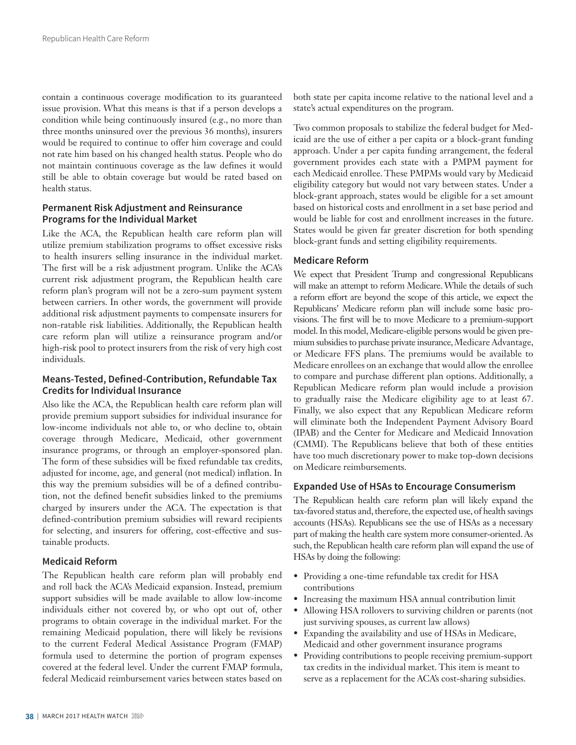contain a continuous coverage modification to its guaranteed issue provision. What this means is that if a person develops a condition while being continuously insured (e.g., no more than three months uninsured over the previous 36 months), insurers would be required to continue to offer him coverage and could not rate him based on his changed health status. People who do not maintain continuous coverage as the law defines it would still be able to obtain coverage but would be rated based on health status.

### Permanent Risk Adjustment and Reinsurance Programs for the Individual Market

Like the ACA, the Republican health care reform plan will utilize premium stabilization programs to offset excessive risks to health insurers selling insurance in the individual market. The first will be a risk adjustment program. Unlike the ACA's current risk adjustment program, the Republican health care reform plan's program will not be a zero-sum payment system between carriers. In other words, the government will provide additional risk adjustment payments to compensate insurers for non-ratable risk liabilities. Additionally, the Republican health care reform plan will utilize a reinsurance program and/or high-risk pool to protect insurers from the risk of very high cost individuals.

### Means-Tested, Defined-Contribution, Refundable Tax Credits for Individual Insurance

Also like the ACA, the Republican health care reform plan will provide premium support subsidies for individual insurance for low-income individuals not able to, or who decline to, obtain coverage through Medicare, Medicaid, other government insurance programs, or through an employer-sponsored plan. The form of these subsidies will be fixed refundable tax credits, adjusted for income, age, and general (not medical) inflation. In this way the premium subsidies will be of a defined contribution, not the defined benefit subsidies linked to the premiums charged by insurers under the ACA. The expectation is that defined-contribution premium subsidies will reward recipients for selecting, and insurers for offering, cost-effective and sustainable products.

### Medicaid Reform

The Republican health care reform plan will probably end and roll back the ACA's Medicaid expansion. Instead, premium support subsidies will be made available to allow low-income individuals either not covered by, or who opt out of, other programs to obtain coverage in the individual market. For the remaining Medicaid population, there will likely be revisions to the current Federal Medical Assistance Program (FMAP) formula used to determine the portion of program expenses covered at the federal level. Under the current FMAP formula, federal Medicaid reimbursement varies between states based on both state per capita income relative to the national level and a state's actual expenditures on the program.

Two common proposals to stabilize the federal budget for Medicaid are the use of either a per capita or a block-grant funding approach. Under a per capita funding arrangement, the federal government provides each state with a PMPM payment for each Medicaid enrollee. These PMPMs would vary by Medicaid eligibility category but would not vary between states. Under a block-grant approach, states would be eligible for a set amount based on historical costs and enrollment in a set base period and would be liable for cost and enrollment increases in the future. States would be given far greater discretion for both spending block-grant funds and setting eligibility requirements.

### Medicare Reform

We expect that President Trump and congressional Republicans will make an attempt to reform Medicare. While the details of such a reform effort are beyond the scope of this article, we expect the Republicans' Medicare reform plan will include some basic provisions. The first will be to move Medicare to a premium-support model. In this model, Medicare-eligible persons would be given premium subsidies to purchase private insurance, Medicare Advantage, or Medicare FFS plans. The premiums would be available to Medicare enrollees on an exchange that would allow the enrollee to compare and purchase different plan options. Additionally, a Republican Medicare reform plan would include a provision to gradually raise the Medicare eligibility age to at least 67. Finally, we also expect that any Republican Medicare reform will eliminate both the Independent Payment Advisory Board (IPAB) and the Center for Medicare and Medicaid Innovation (CMMI). The Republicans believe that both of these entities have too much discretionary power to make top-down decisions on Medicare reimbursements.

### Expanded Use of HSAs to Encourage Consumerism

The Republican health care reform plan will likely expand the tax-favored status and, therefore, the expected use, of health savings accounts (HSAs). Republicans see the use of HSAs as a necessary part of making the health care system more consumer-oriented. As such, the Republican health care reform plan will expand the use of HSAs by doing the following:

- Providing a one-time refundable tax credit for HSA contributions
- Increasing the maximum HSA annual contribution limit
- Allowing HSA rollovers to surviving children or parents (not just surviving spouses, as current law allows)
- Expanding the availability and use of HSAs in Medicare, Medicaid and other government insurance programs
- Providing contributions to people receiving premium-support tax credits in the individual market. This item is meant to serve as a replacement for the ACA's cost-sharing subsidies.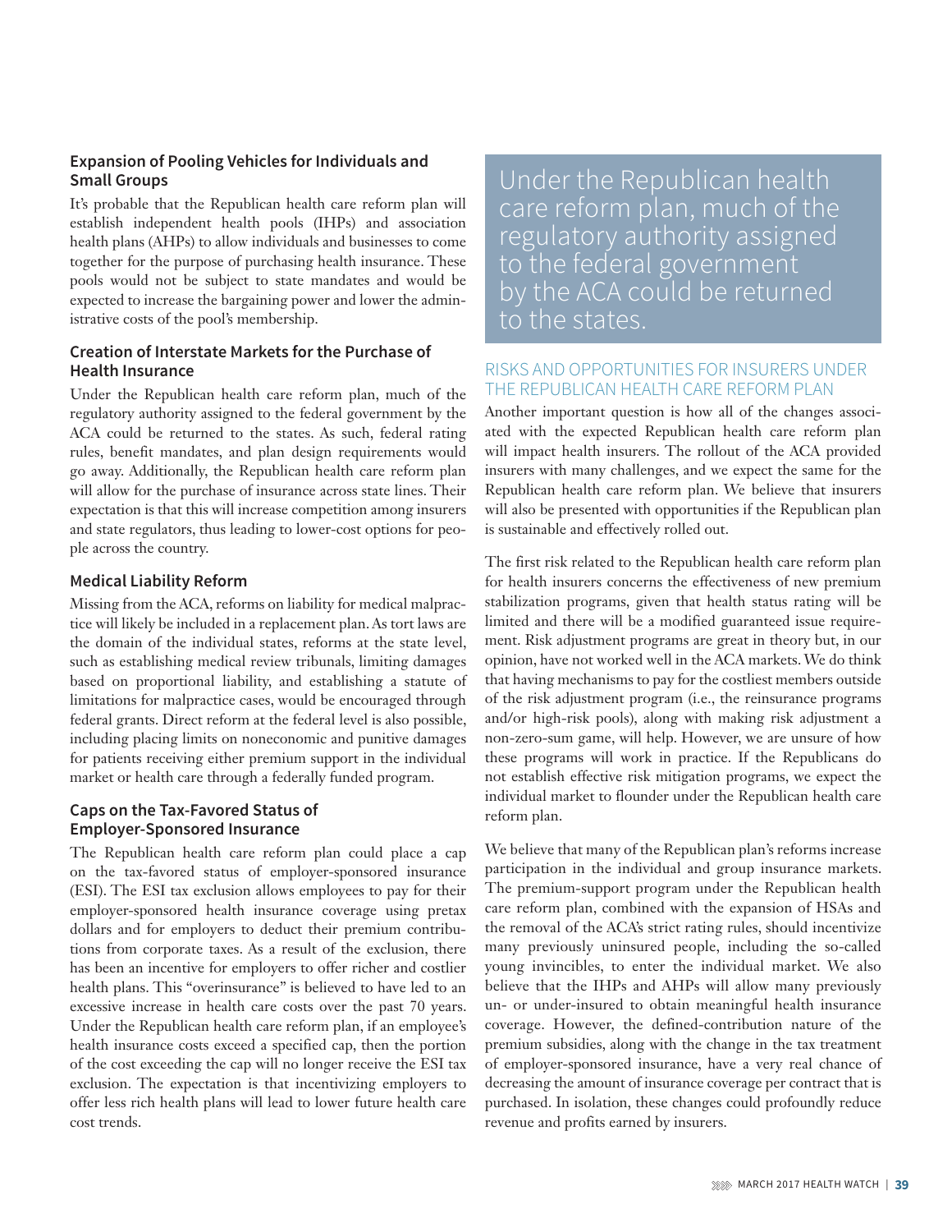### Expansion of Pooling Vehicles for Individuals and Small Groups

It's probable that the Republican health care reform plan will establish independent health pools (IHPs) and association health plans (AHPs) to allow individuals and businesses to come together for the purpose of purchasing health insurance. These pools would not be subject to state mandates and would be expected to increase the bargaining power and lower the administrative costs of the pool's membership.

### Creation of Interstate Markets for the Purchase of Health Insurance

Under the Republican health care reform plan, much of the regulatory authority assigned to the federal government by the ACA could be returned to the states. As such, federal rating rules, benefit mandates, and plan design requirements would go away. Additionally, the Republican health care reform plan will allow for the purchase of insurance across state lines. Their expectation is that this will increase competition among insurers and state regulators, thus leading to lower-cost options for people across the country.

### Medical Liability Reform

Missing from the ACA, reforms on liability for medical malpractice will likely be included in a replacement plan. As tort laws are the domain of the individual states, reforms at the state level, such as establishing medical review tribunals, limiting damages based on proportional liability, and establishing a statute of limitations for malpractice cases, would be encouraged through federal grants. Direct reform at the federal level is also possible, including placing limits on noneconomic and punitive damages for patients receiving either premium support in the individual market or health care through a federally funded program.

### Caps on the Tax-Favored Status of Employer-Sponsored Insurance

The Republican health care reform plan could place a cap on the tax-favored status of employer-sponsored insurance (ESI). The ESI tax exclusion allows employees to pay for their employer-sponsored health insurance coverage using pretax dollars and for employers to deduct their premium contributions from corporate taxes. As a result of the exclusion, there has been an incentive for employers to offer richer and costlier health plans. This "overinsurance" is believed to have led to an excessive increase in health care costs over the past 70 years. Under the Republican health care reform plan, if an employee's health insurance costs exceed a specified cap, then the portion of the cost exceeding the cap will no longer receive the ESI tax exclusion. The expectation is that incentivizing employers to offer less rich health plans will lead to lower future health care cost trends.

> Under the Republican health care reform plan, much of the regulatory authority assigned to the federal government by the ACA could be returned to the states.

## RISKS AND OPPORTUNITIES FOR INSURERS UNDER THE REPUBLICAN HEALTH CARE REFORM PLAN

Another important question is how all of the changes associated with the expected Republican health care reform plan will impact health insurers. The rollout of the ACA provided insurers with many challenges, and we expect the same for the Republican health care reform plan. We believe that insurers will also be presented with opportunities if the Republican plan is sustainable and effectively rolled out.

The first risk related to the Republican health care reform plan for health insurers concerns the effectiveness of new premium stabilization programs, given that health status rating will be limited and there will be a modified guaranteed issue requirement. Risk adjustment programs are great in theory but, in our opinion, have not worked well in the ACA markets. We do think that having mechanisms to pay for the costliest members outside of the risk adjustment program (i.e., the reinsurance programs and/or high-risk pools), along with making risk adjustment a non-zero-sum game, will help. However, we are unsure of how these programs will work in practice. If the Republicans do not establish effective risk mitigation programs, we expect the individual market to flounder under the Republican health care reform plan.

We believe that many of the Republican plan's reforms increase participation in the individual and group insurance markets. The premium-support program under the Republican health care reform plan, combined with the expansion of HSAs and the removal of the ACA's strict rating rules, should incentivize many previously uninsured people, including the so-called young invincibles, to enter the individual market. We also believe that the IHPs and AHPs will allow many previously un- or under-insured to obtain meaningful health insurance coverage. However, the defined-contribution nature of the premium subsidies, along with the change in the tax treatment of employer-sponsored insurance, have a very real chance of decreasing the amount of insurance coverage per contract that is purchased. In isolation, these changes could profoundly reduce revenue and profits earned by insurers.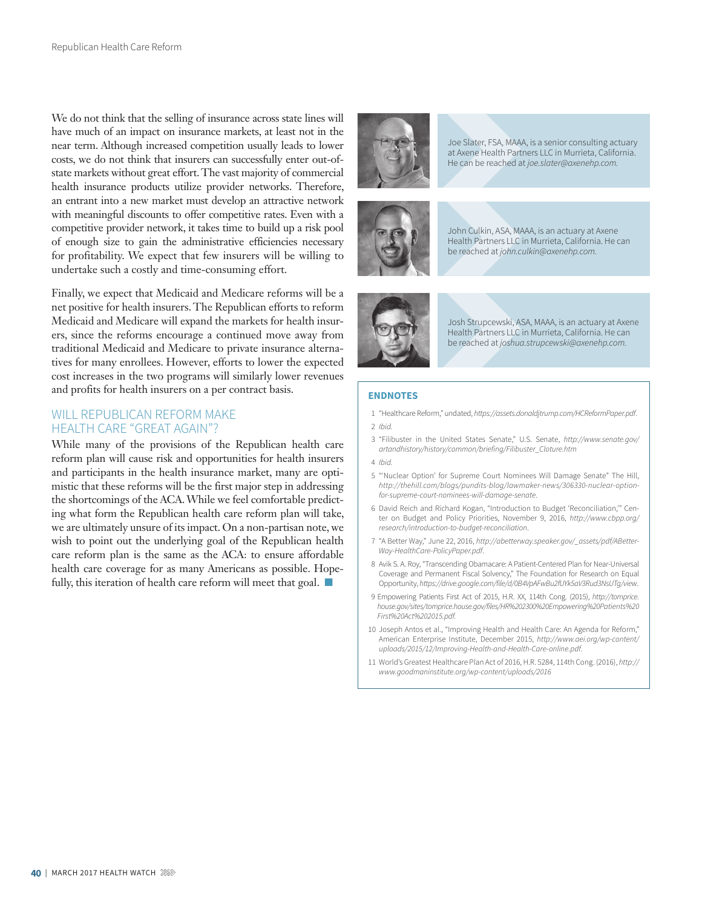We do not think that the selling of insurance across state lines will have much of an impact on insurance markets, at least not in the near term. Although increased competition usually leads to lower costs, we do not think that insurers can successfully enter out-of-state markets without great effort. The vast majority of commercial health insurance products utilize provider networks. Therefore, an entrant into a new market must develop an attractive network with meaningful discounts to offer competitive rates. Even with a competitive provider network, it takes time to build up a risk pool of enough size to gain the administrative efficiencies necessary for profitability. We expect that few insurers will be willing to undertake such a costly and time-consuming effort.

Finally, we expect that Medicaid and Medicare reforms will be a net positive for health insurers. The Republican efforts to reform Medicaid and Medicare will expand the markets for health insurers, since the reforms encourage a continued move away from traditional Medicaid and Medicare to private insurance alternatives for many enrollees. However, efforts to lower the expected cost increases in the two programs will similarly lower revenues and profits for health insurers on a per contract basis.

## WILL REPUBLICAN REFORM MAKE HEALTH CARE "GREAT AGAIN"?

While many of the provisions of the Republican health care reform plan will cause risk and opportunities for health insurers and participants in the health insurance market, many are optimistic that these reforms will be the first major step in addressing the shortcomings of the ACA. While we feel comfortable predicting what form the Republican health care reform plan will take, we are ultimately unsure of its impact. On a non-partisan note, we wish to point out the underlying goal of the Republican health care reform plan is the same as the ACA: to ensure affordable health care coverage for as many Americans as possible. Hopefully, this iteration of health care reform will meet that goal. ■

Joe Slater, FSA, MAAA, is a senior consulting actuary at Axene Health Partners LLC in Murrieta, California. He can be reached at *joe.slater@axenehp.com.*

John Culkin, ASA, MAAA, is an actuary at Axene Health Partners LLC in Murrieta, California. He can be reached at *john.culkin@axenehp.com.*

Josh Strupcewski, ASA, MAAA, is an actuary at Axene Health Partners LLC in Murrieta, California. He can be reached at *joshua.strupcewski@axenehp.com.*

### ENDNOTES

1 "Healthcare Reform," undated, *https://assets.donaldjtrump.com/HCReformPaper.pdf.*

2 *Ibid.*

3 "Filibuster in the United States Senate," U.S. Senate, *http://www.senate.gov/artandhistory/history/common/briefing/Filibuster_Cloture.htm*

4 *Ibid.*

5 "'Nuclear Option' for Supreme Court Nominees Will Damage Senate" The Hill, *http://thehill.com/blogs/pundits-blog/lawmaker-news/306330-nuclear-option-for-supreme-court-nominees-will-damage-senate.*

6 David Reich and Richard Kogan, "Introduction to Budget 'Reconciliation,'" Center on Budget and Policy Priorities, November 9, 2016, *http://www.cbpp.org/research/introduction-to-budget-reconciliation.*

7 "A Better Way," June 22, 2016, *http://abetterway.speaker.gov/_assets/pdf/ABetterWay-HealthCare-PolicyPaper.pdf.*

8 Avik S. A. Roy, "Transcending Obamacare: A Patient-Centered Plan for Near-Universal Coverage and Permanent Fiscal Solvency," The Foundation for Research on Equal Opportunity, *https://drive.google.com/file/d/0B4VpAFwBu2fUYk5aV3Rud3NsUTg/view.*

9 Empowering Patients First Act of 2015, H.R. XX, 114th Cong. (2015), *http://tomprice.house.gov/sites/tomprice.house.gov/files/HR%202300%20Empowering%20Patients%20First%20Act%202015.pdf.*

10 Joseph Antos et al., "Improving Health and Health Care: An Agenda for Reform," American Enterprise Institute, December 2015, *http://www.aei.org/wp-content/uploads/2015/12/Improving-Health-and-Health-Care-online.pdf.*

11 World's Greatest Healthcare Plan Act of 2016, H.R. 5284, 114th Cong. (2016), *http://www.goodmaninstitute.org/wp-content/uploads/2016*